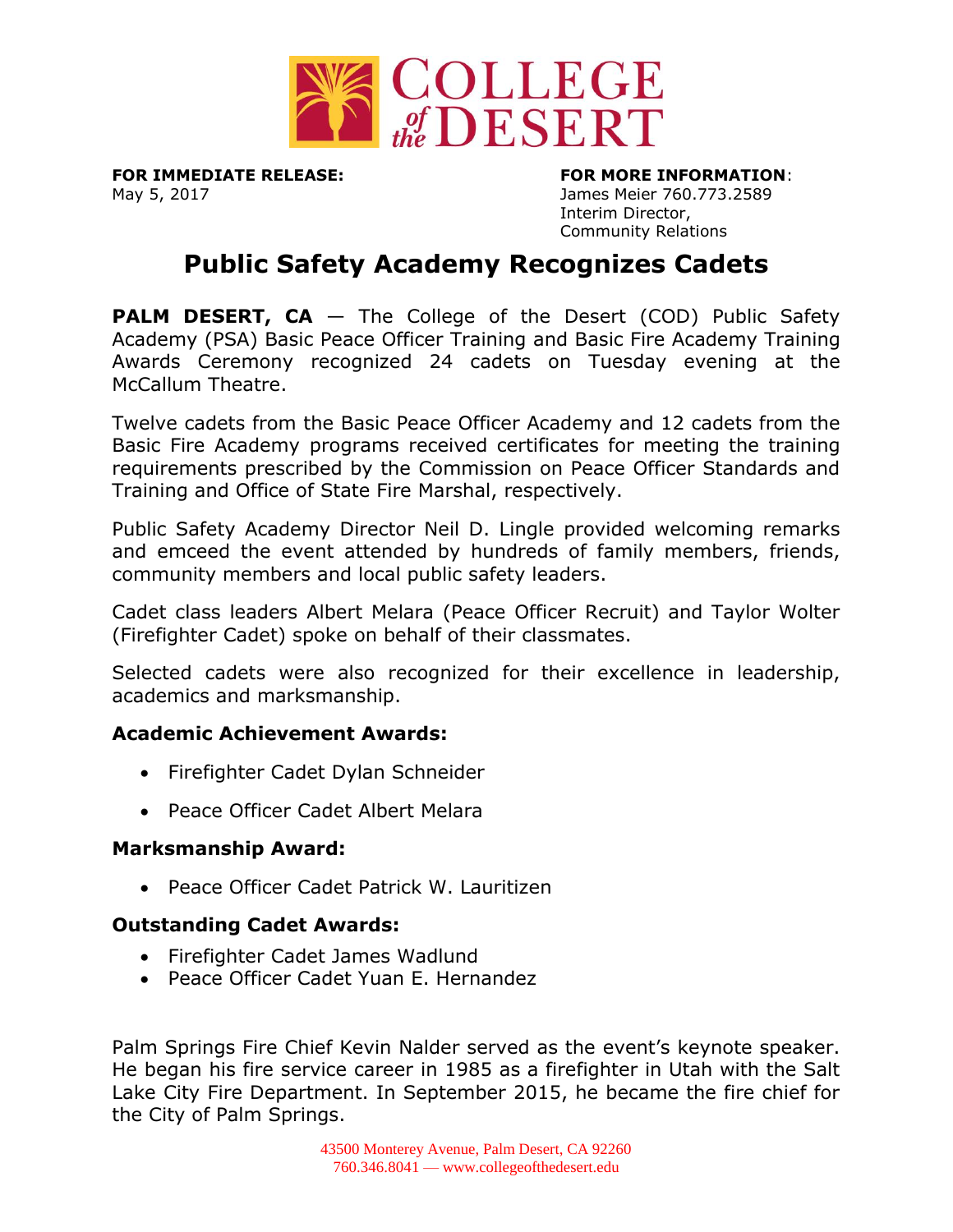**FOR IMMEDIATE RELEASE:**
May 5, 2017

**FOR MORE INFORMATION**:
James Meier 760.773.2589
Interim Director,
Community Relations

# Public Safety Academy Recognizes Cadets

**PALM DESERT, CA** — The College of the Desert (COD) Public Safety Academy (PSA) Basic Peace Officer Training and Basic Fire Academy Training Awards Ceremony recognized 24 cadets on Tuesday evening at the McCallum Theatre.

Twelve cadets from the Basic Peace Officer Academy and 12 cadets from the Basic Fire Academy programs received certificates for meeting the training requirements prescribed by the Commission on Peace Officer Standards and Training and Office of State Fire Marshal, respectively.

Public Safety Academy Director Neil D. Lingle provided welcoming remarks and emceed the event attended by hundreds of family members, friends, community members and local public safety leaders.

Cadet class leaders Albert Melara (Peace Officer Recruit) and Taylor Wolter (Firefighter Cadet) spoke on behalf of their classmates.

Selected cadets were also recognized for their excellence in leadership, academics and marksmanship.

### Academic Achievement Awards:

- Firefighter Cadet Dylan Schneider
- Peace Officer Cadet Albert Melara

### Marksmanship Award:

- Peace Officer Cadet Patrick W. Lauritizen

### Outstanding Cadet Awards:

- Firefighter Cadet James Wadlund
- Peace Officer Cadet Yuan E. Hernandez

Palm Springs Fire Chief Kevin Nalder served as the event's keynote speaker. He began his fire service career in 1985 as a firefighter in Utah with the Salt Lake City Fire Department. In September 2015, he became the fire chief for the City of Palm Springs.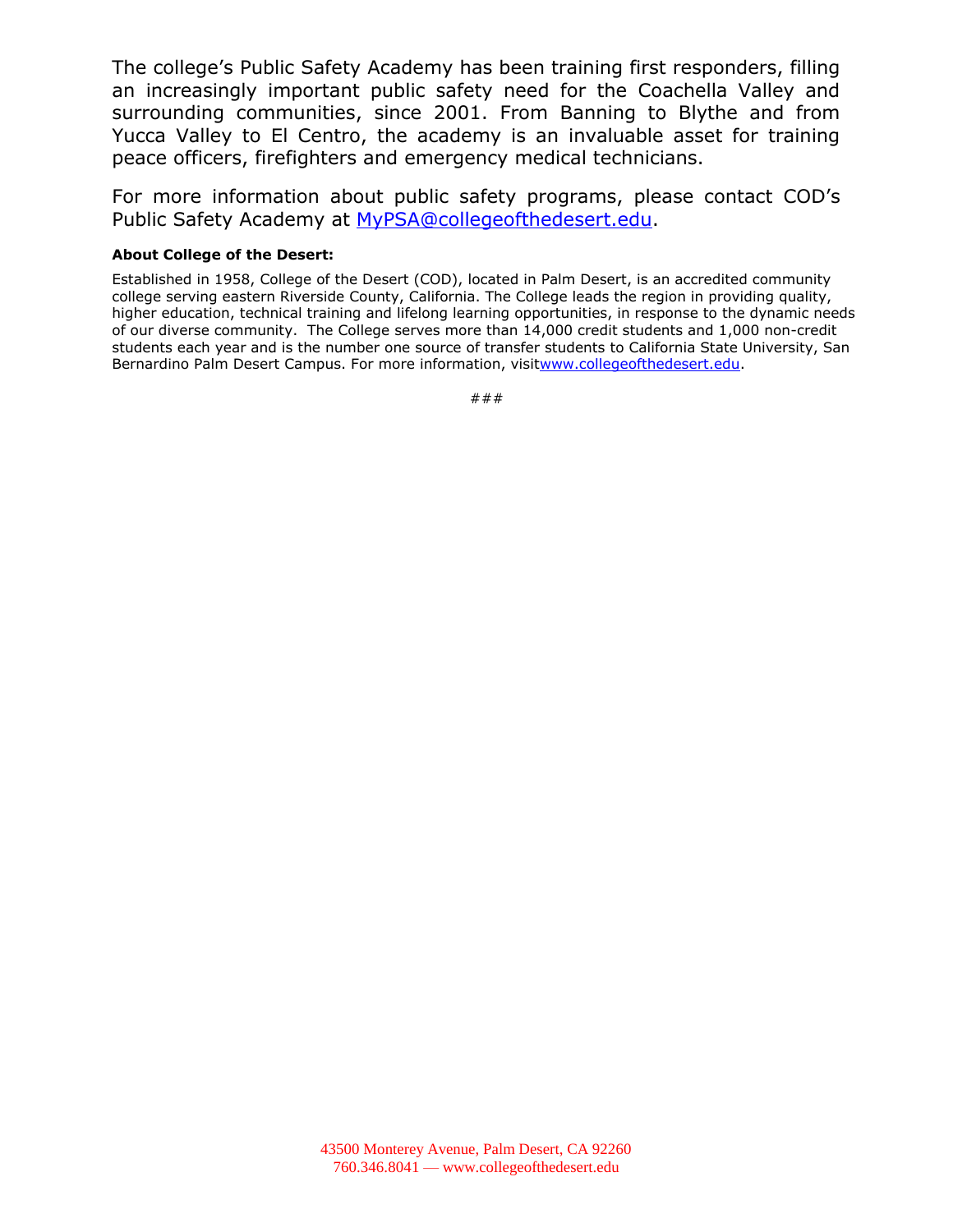The college's Public Safety Academy has been training first responders, filling an increasingly important public safety need for the Coachella Valley and surrounding communities, since 2001. From Banning to Blythe and from Yucca Valley to El Centro, the academy is an invaluable asset for training peace officers, firefighters and emergency medical technicians.

For more information about public safety programs, please contact COD's Public Safety Academy at MyPSA@collegeofthedesert.edu.

**About College of the Desert:**

Established in 1958, College of the Desert (COD), located in Palm Desert, is an accredited community college serving eastern Riverside County, California. The College leads the region in providing quality, higher education, technical training and lifelong learning opportunities, in response to the dynamic needs of our diverse community. The College serves more than 14,000 credit students and 1,000 non-credit students each year and is the number one source of transfer students to California State University, San Bernardino Palm Desert Campus. For more information, visitwww.collegeofthedesert.edu.

###